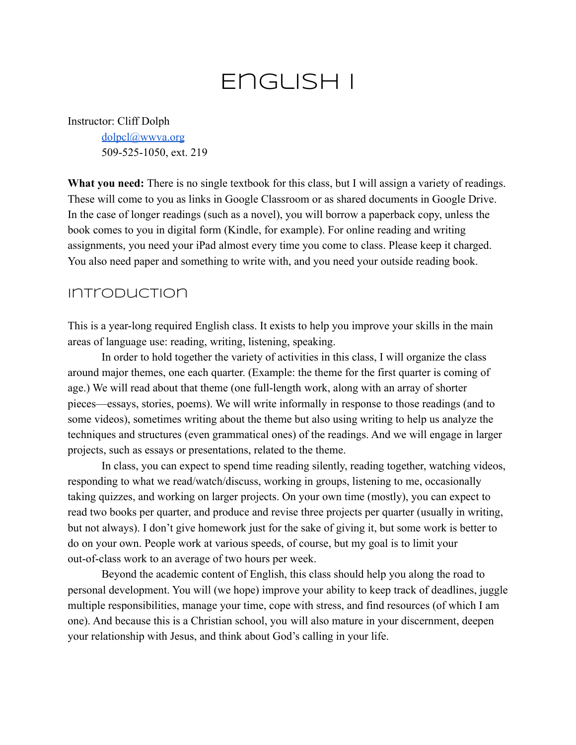# English I

Instructor: Cliff Dolph
dolpcl@wwva.org
509-525-1050, ext. 219

**What you need:** There is no single textbook for this class, but I will assign a variety of readings. These will come to you as links in Google Classroom or as shared documents in Google Drive. In the case of longer readings (such as a novel), you will borrow a paperback copy, unless the book comes to you in digital form (Kindle, for example). For online reading and writing assignments, you need your iPad almost every time you come to class. Please keep it charged. You also need paper and something to write with, and you need your outside reading book.

## Introduction

This is a year-long required English class. It exists to help you improve your skills in the main areas of language use: reading, writing, listening, speaking.

In order to hold together the variety of activities in this class, I will organize the class around major themes, one each quarter. (Example: the theme for the first quarter is coming of age.) We will read about that theme (one full-length work, along with an array of shorter pieces—essays, stories, poems). We will write informally in response to those readings (and to some videos), sometimes writing about the theme but also using writing to help us analyze the techniques and structures (even grammatical ones) of the readings. And we will engage in larger projects, such as essays or presentations, related to the theme.

In class, you can expect to spend time reading silently, reading together, watching videos, responding to what we read/watch/discuss, working in groups, listening to me, occasionally taking quizzes, and working on larger projects. On your own time (mostly), you can expect to read two books per quarter, and produce and revise three projects per quarter (usually in writing, but not always). I don't give homework just for the sake of giving it, but some work is better to do on your own. People work at various speeds, of course, but my goal is to limit your out-of-class work to an average of two hours per week.

Beyond the academic content of English, this class should help you along the road to personal development. You will (we hope) improve your ability to keep track of deadlines, juggle multiple responsibilities, manage your time, cope with stress, and find resources (of which I am one). And because this is a Christian school, you will also mature in your discernment, deepen your relationship with Jesus, and think about God's calling in your life.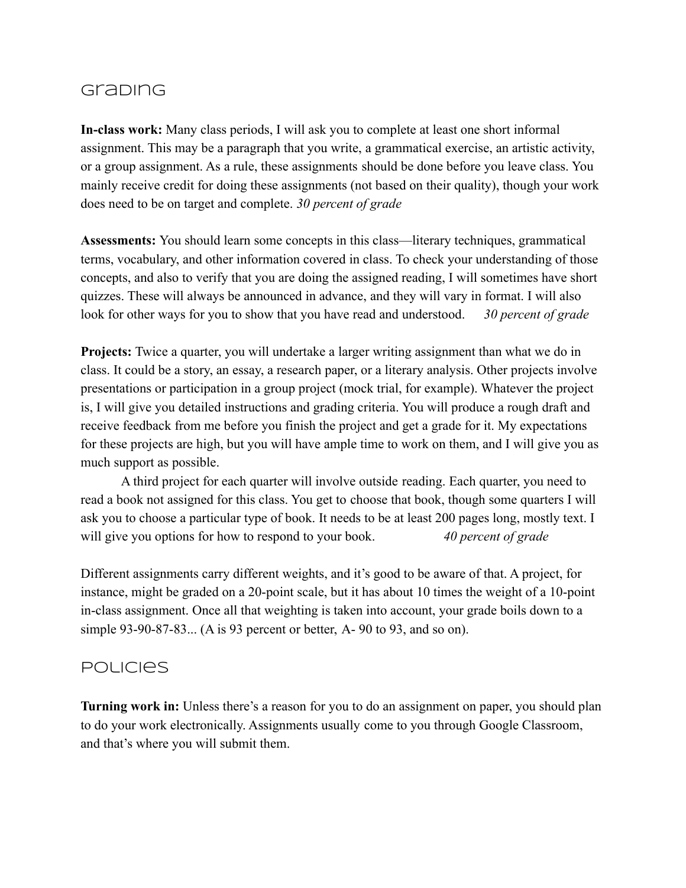## Grading

**In-class work:** Many class periods, I will ask you to complete at least one short informal assignment. This may be a paragraph that you write, a grammatical exercise, an artistic activity, or a group assignment. As a rule, these assignments should be done before you leave class. You mainly receive credit for doing these assignments (not based on their quality), though your work does need to be on target and complete. *30 percent of grade*

**Assessments:** You should learn some concepts in this class—literary techniques, grammatical terms, vocabulary, and other information covered in class. To check your understanding of those concepts, and also to verify that you are doing the assigned reading, I will sometimes have short quizzes. These will always be announced in advance, and they will vary in format. I will also look for other ways for you to show that you have read and understood. *30 percent of grade*

**Projects:** Twice a quarter, you will undertake a larger writing assignment than what we do in class. It could be a story, an essay, a research paper, or a literary analysis. Other projects involve presentations or participation in a group project (mock trial, for example). Whatever the project is, I will give you detailed instructions and grading criteria. You will produce a rough draft and receive feedback from me before you finish the project and get a grade for it. My expectations for these projects are high, but you will have ample time to work on them, and I will give you as much support as possible.

A third project for each quarter will involve outside reading. Each quarter, you need to read a book not assigned for this class. You get to choose that book, though some quarters I will ask you to choose a particular type of book. It needs to be at least 200 pages long, mostly text. I will give you options for how to respond to your book. *40 percent of grade*

Different assignments carry different weights, and it's good to be aware of that. A project, for instance, might be graded on a 20-point scale, but it has about 10 times the weight of a 10-point in-class assignment. Once all that weighting is taken into account, your grade boils down to a simple 93-90-87-83... (A is 93 percent or better, A- 90 to 93, and so on).

## Policies

**Turning work in:** Unless there's a reason for you to do an assignment on paper, you should plan to do your work electronically. Assignments usually come to you through Google Classroom, and that's where you will submit them.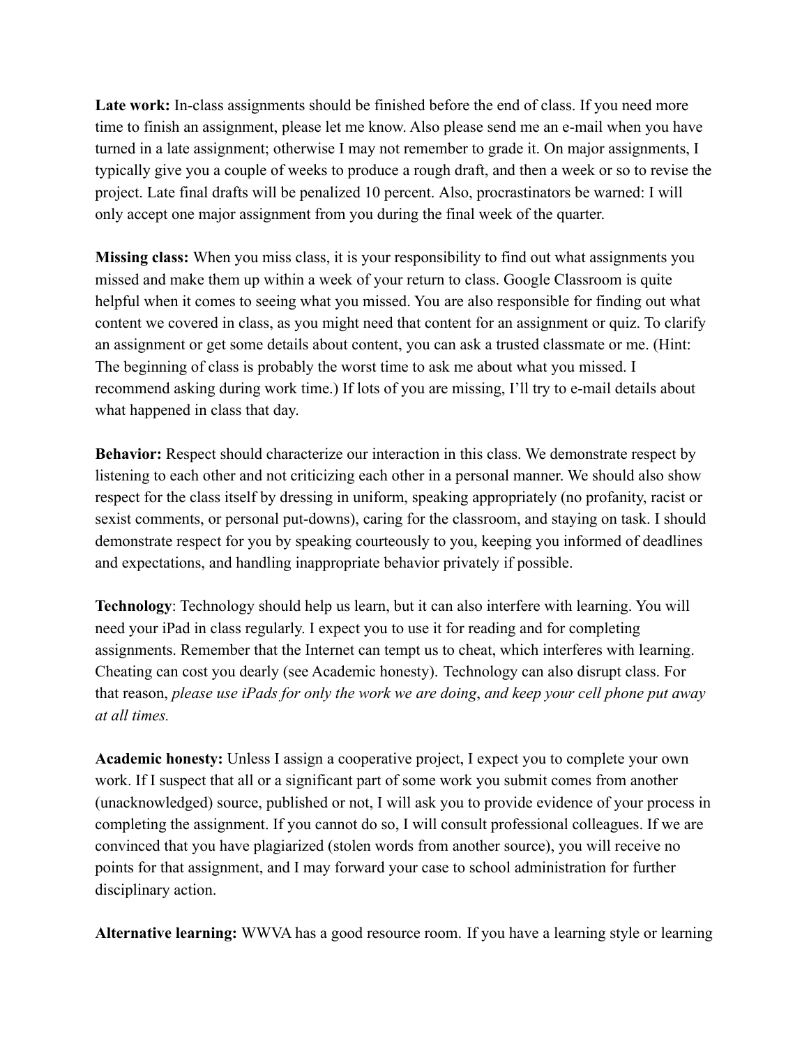**Late work:** In-class assignments should be finished before the end of class. If you need more time to finish an assignment, please let me know. Also please send me an e-mail when you have turned in a late assignment; otherwise I may not remember to grade it. On major assignments, I typically give you a couple of weeks to produce a rough draft, and then a week or so to revise the project. Late final drafts will be penalized 10 percent. Also, procrastinators be warned: I will only accept one major assignment from you during the final week of the quarter.

**Missing class:** When you miss class, it is your responsibility to find out what assignments you missed and make them up within a week of your return to class. Google Classroom is quite helpful when it comes to seeing what you missed. You are also responsible for finding out what content we covered in class, as you might need that content for an assignment or quiz. To clarify an assignment or get some details about content, you can ask a trusted classmate or me. (Hint: The beginning of class is probably the worst time to ask me about what you missed. I recommend asking during work time.) If lots of you are missing, I'll try to e-mail details about what happened in class that day.

**Behavior:** Respect should characterize our interaction in this class. We demonstrate respect by listening to each other and not criticizing each other in a personal manner. We should also show respect for the class itself by dressing in uniform, speaking appropriately (no profanity, racist or sexist comments, or personal put-downs), caring for the classroom, and staying on task. I should demonstrate respect for you by speaking courteously to you, keeping you informed of deadlines and expectations, and handling inappropriate behavior privately if possible.

**Technology**: Technology should help us learn, but it can also interfere with learning. You will need your iPad in class regularly. I expect you to use it for reading and for completing assignments. Remember that the Internet can tempt us to cheat, which interferes with learning. Cheating can cost you dearly (see Academic honesty). Technology can also disrupt class. For that reason, *please use iPads for only the work we are doing*, *and keep your cell phone put away at all times.*

**Academic honesty:** Unless I assign a cooperative project, I expect you to complete your own work. If I suspect that all or a significant part of some work you submit comes from another (unacknowledged) source, published or not, I will ask you to provide evidence of your process in completing the assignment. If you cannot do so, I will consult professional colleagues. If we are convinced that you have plagiarized (stolen words from another source), you will receive no points for that assignment, and I may forward your case to school administration for further disciplinary action.

**Alternative learning:** WWVA has a good resource room. If you have a learning style or learning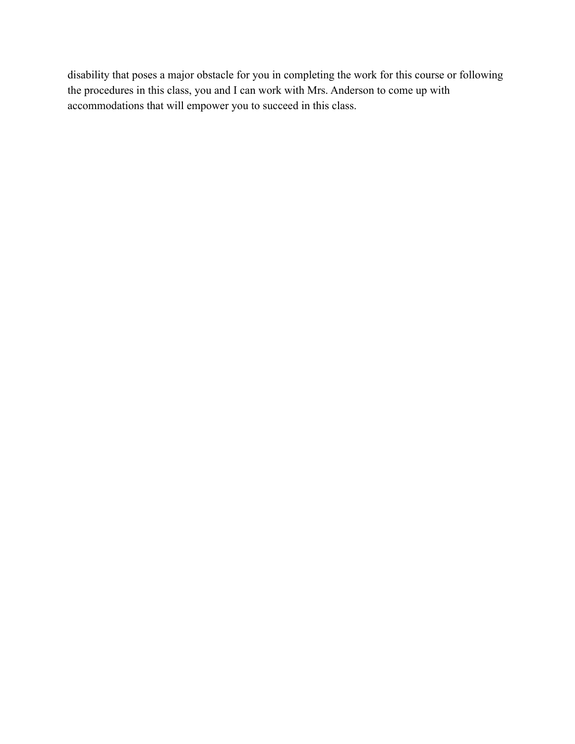disability that poses a major obstacle for you in completing the work for this course or following the procedures in this class, you and I can work with Mrs. Anderson to come up with accommodations that will empower you to succeed in this class.